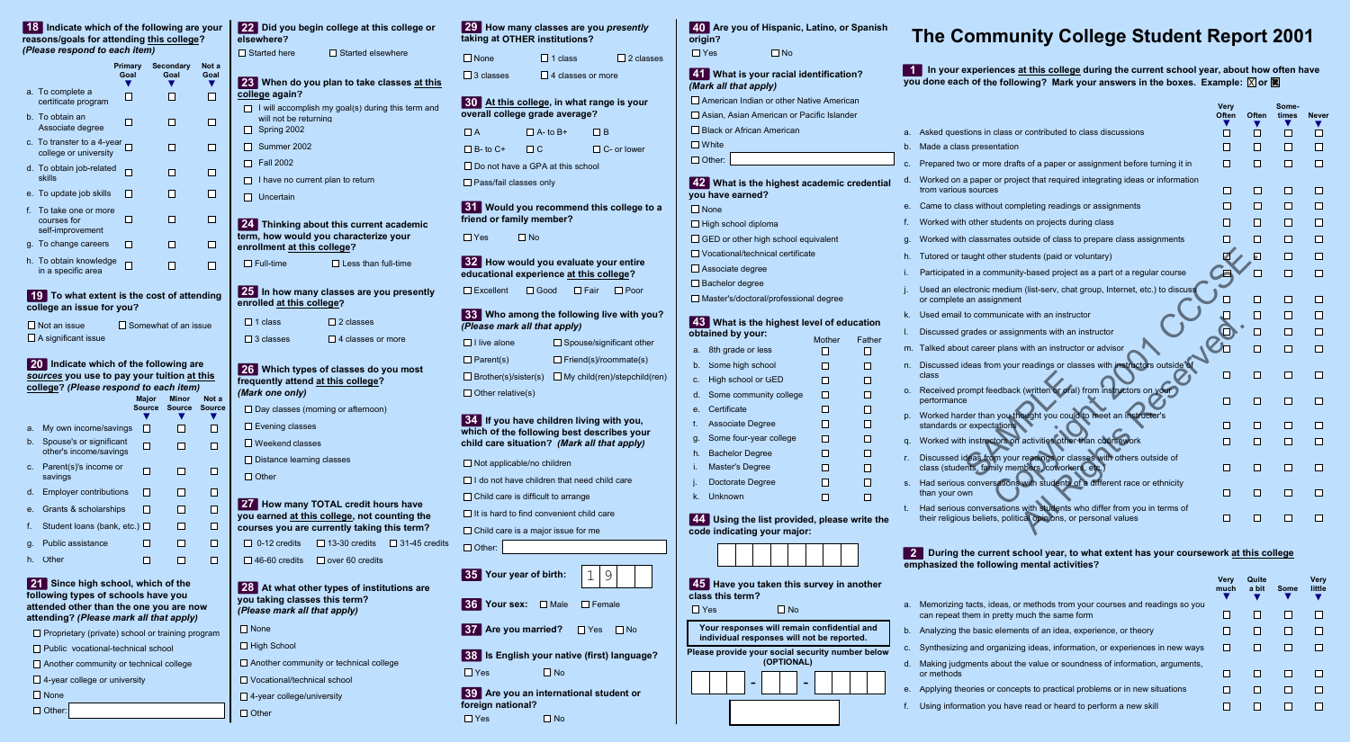# The Community College Student Report 2001

**1** In your experiences at this college during the current school year, about how often have you done each of the following? Mark your answers in the boxes. Example: ☒ or ■

| | Very Often | Often | Sometimes | Never |
|---|---|---|---|---|
| a. Asked questions in class or contributed to class discussions | ☐ | ☐ | ☐ | ☐ |
| b. Made a class presentation | ☐ | ☐ | ☐ | ☐ |
| c. Prepared two or more drafts of a paper or assignment before turning it in | ☐ | ☐ | ☐ | ☐ |
| d. Worked on a paper or project that required integrating ideas or information from various sources | ☐ | ☐ | ☐ | ☐ |
| e. Came to class without completing readings or assignments | ☐ | ☐ | ☐ | ☐ |
| f. Worked with other students on projects during class | ☐ | ☐ | ☐ | ☐ |
| g. Worked with classmates outside of class to prepare class assignments | ☐ | ☐ | ☐ | ☐ |
| h. Tutored or taught other students (paid or voluntary) | ☐ | ☐ | ☐ | ☐ |
| i. Participated in a community-based project as a part of a regular course | ☐ | ☐ | ☐ | ☐ |
| j. Used an electronic medium (list-serv, chat group, Internet, etc.) to discuss or complete an assignment | ☐ | ☐ | ☐ | ☐ |
| k. Used email to communicate with an instructor | ☐ | ☐ | ☐ | ☐ |
| l. Discussed grades or assignments with an instructor | ☐ | ☐ | ☐ | ☐ |
| m. Talked about career plans with an instructor or advisor | ☐ | ☐ | ☐ | ☐ |
| n. Discussed ideas from your readings or classes with instructors outside of class | ☐ | ☐ | ☐ | ☐ |
| o. Received prompt feedback (written or oral) from instructors on your performance | ☐ | ☐ | ☐ | ☐ |
| p. Worked harder than you thought you could to meet an instructor's standards or expectations | ☐ | ☐ | ☐ | ☐ |
| q. Worked with instructors on activities other than coursework | ☐ | ☐ | ☐ | ☐ |
| r. Discussed ideas from your readings or classes with others outside of class (students, family members, coworkers, etc.) | ☐ | ☐ | ☐ | ☐ |
| s. Had serious conversations with students of a different race or ethnicity than your own | ☐ | ☐ | ☐ | ☐ |
| t. Had serious conversations with students who differ from you in terms of their religious beliefs, political opinions, or personal values | ☐ | ☐ | ☐ | ☐ |

SAMPLE Copyright 2001 CCSSE All Rights Reserved.

**2** During the current school year, to what extent has your coursework at this college emphasized the following mental activities?

| | Very much | Quite a bit | Some | Very little |
|---|---|---|---|---|
| a. Memorizing facts, ideas, or methods from your courses and readings so you can repeat them in pretty much the same form | ☐ | ☐ | ☐ | ☐ |
| b. Analyzing the basic elements of an idea, experience, or theory | ☐ | ☐ | ☐ | ☐ |
| c. Synthesizing and organizing ideas, information, or experiences in new ways | ☐ | ☐ | ☐ | ☐ |
| d. Making judgments about the value or soundness of information, arguments, or methods | ☐ | ☐ | ☐ | ☐ |
| e. Applying theories or concepts to practical problems or in new situations | ☐ | ☐ | ☐ | ☐ |
| f. Using information you have read or heard to perform a new skill | ☐ | ☐ | ☐ | ☐ |

**18** Indicate which of the following are your reasons/goals for attending this college? *(Please respond to each item)*

| | Primary Goal | Secondary Goal | Not a Goal |
|---|---|---|---|
| a. To complete a certificate program | ☐ | ☐ | ☐ |
| b. To obtain an Associate degree | ☐ | ☐ | ☐ |
| c. To transfer to a 4-year college or university | ☐ | ☐ | ☐ |
| d. To obtain job-related skills | ☐ | ☐ | ☐ |
| e. To update job skills | ☐ | ☐ | ☐ |
| f. To take one or more courses for self-improvement | ☐ | ☐ | ☐ |
| g. To change careers | ☐ | ☐ | ☐ |
| h. To obtain knowledge in a specific area | ☐ | ☐ | ☐ |

**19** To what extent is the cost of attending college an issue for you?

☐ Not an issue ☐ Somewhat of an issue ☐ A significant issue

**20** Indicate which of the following are sources you use to pay your tuition at this college? *(Please respond to each item)*

| | Major Source | Minor Source | Not a Source |
|---|---|---|---|
| a. My own income/savings | ☐ | ☐ | ☐ |
| b. Spouse's or significant other's income/savings | ☐ | ☐ | ☐ |
| c. Parent(s)'s income or savings | ☐ | ☐ | ☐ |
| d. Employer contributions | ☐ | ☐ | ☐ |
| e. Grants & scholarships | ☐ | ☐ | ☐ |
| f. Student loans (bank, etc.) | ☐ | ☐ | ☐ |
| g. Public assistance | ☐ | ☐ | ☐ |
| h. Other | ☐ | ☐ | ☐ |

**21** Since high school, which of the following types of schools have you attended other than the one you are now attending? *(Please mark all that apply)*

☐ Proprietary (private) school or training program
☐ Public vocational-technical school
☐ Another community or technical college
☐ 4-year college or university
☐ None
☐ Other: ______

**22** Did you begin college at this college or elsewhere?

☐ Started here ☐ Started elsewhere

**23** When do you plan to take classes at this college again?

☐ I will accomplish my goal(s) during this term and will not be returning
☐ Spring 2002
☐ Summer 2002
☐ Fall 2002
☐ I have no current plan to return
☐ Uncertain

**24** Thinking about this current academic term, how would you characterize your enrollment at this college?

☐ Full-time ☐ Less than full-time

**25** In how many classes are you presently enrolled at this college?

☐ 1 class ☐ 2 classes ☐ 3 classes ☐ 4 classes or more

**26** Which types of classes do you most frequently attend at this college? *(Mark one only)*

☐ Day classes (morning or afternoon)
☐ Evening classes
☐ Weekend classes
☐ Distance learning classes
☐ Other

**27** How many TOTAL credit hours have you earned at this college, not counting the courses you are currently taking this term?

☐ 0-12 credits ☐ 13-30 credits ☐ 31-45 credits ☐ 46-60 credits ☐ over 60 credits

**28** At what other types of institutions are you taking classes this term? *(Please mark all that apply)*

☐ None
☐ High School
☐ Another community or technical college
☐ Vocational/technical school
☐ 4-year college/university
☐ Other

**29** How many classes are you presently taking at OTHER institutions?

☐ None ☐ 1 class ☐ 2 classes ☐ 3 classes ☐ 4 classes or more

**30** At this college, in what range is your overall college grade average?

☐ A ☐ A- to B+ ☐ B ☐ B- to C+ ☐ C ☐ C- or lower
☐ Do not have a GPA at this school
☐ Pass/fail classes only

**31** Would you recommend this college to a friend or family member?

☐ Yes ☐ No

**32** How would you evaluate your entire educational experience at this college?

☐ Excellent ☐ Good ☐ Fair ☐ Poor

**33** Who among the following live with you? *(Please mark all that apply)*

☐ I live alone ☐ Spouse/significant other
☐ Parent(s) ☐ Friend(s)/roommate(s)
☐ Brother(s)/sister(s) ☐ My child(ren)/stepchild(ren)
☐ Other relative(s)

**34** If you have children living with you, which of the following best describes your child care situation? *(Mark all that apply)*

☐ Not applicable/no children
☐ I do not have children that need child care
☐ Child care is difficult to arrange
☐ It is hard to find convenient child care
☐ Child care is a major issue for me
☐ Other: ______

**35** Your year of birth: 1 9 __ __

**36** Your sex: ☐ Male ☐ Female

**37** Are you married? ☐ Yes ☐ No

**38** Is English your native (first) language?

☐ Yes ☐ No

**39** Are you an international student or foreign national?

☐ Yes ☐ No

**40** Are you of Hispanic, Latino, or Spanish origin?

☐ Yes ☐ No

**41** What is your racial identification? *(Mark all that apply)*

☐ American Indian or other Native American
☐ Asian, Asian American or Pacific Islander
☐ Black or African American
☐ White
☐ Other: ______

**42** What is the highest academic credential you have earned?

☐ None
☐ High school diploma
☐ GED or other high school equivalent
☐ Vocational/technical certificate
☐ Associate degree
☐ Bachelor degree
☐ Master's/doctoral/professional degree

**43** What is the highest level of education obtained by your:

| | Mother | Father |
|---|---|---|
| a. 8th grade or less | ☐ | ☐ |
| b. Some high school | ☐ | ☐ |
| c. High school or GED | ☐ | ☐ |
| d. Some community college | ☐ | ☐ |
| e. Certificate | ☐ | ☐ |
| f. Associate Degree | ☐ | ☐ |
| g. Some four-year college | ☐ | ☐ |
| h. Bachelor Degree | ☐ | ☐ |
| i. Master's Degree | ☐ | ☐ |
| j. Doctorate Degree | ☐ | ☐ |
| k. Unknown | ☐ | ☐ |

**44** Using the list provided, please write the code indicating your major:

☐☐☐☐☐☐

**45** Have you taken this survey in another class this term?

☐ Yes ☐ No

Your responses will remain confidential and individual responses will not be reported.

Please provide your social security number below (OPTIONAL)

☐☐☐ - ☐☐ - ☐☐☐☐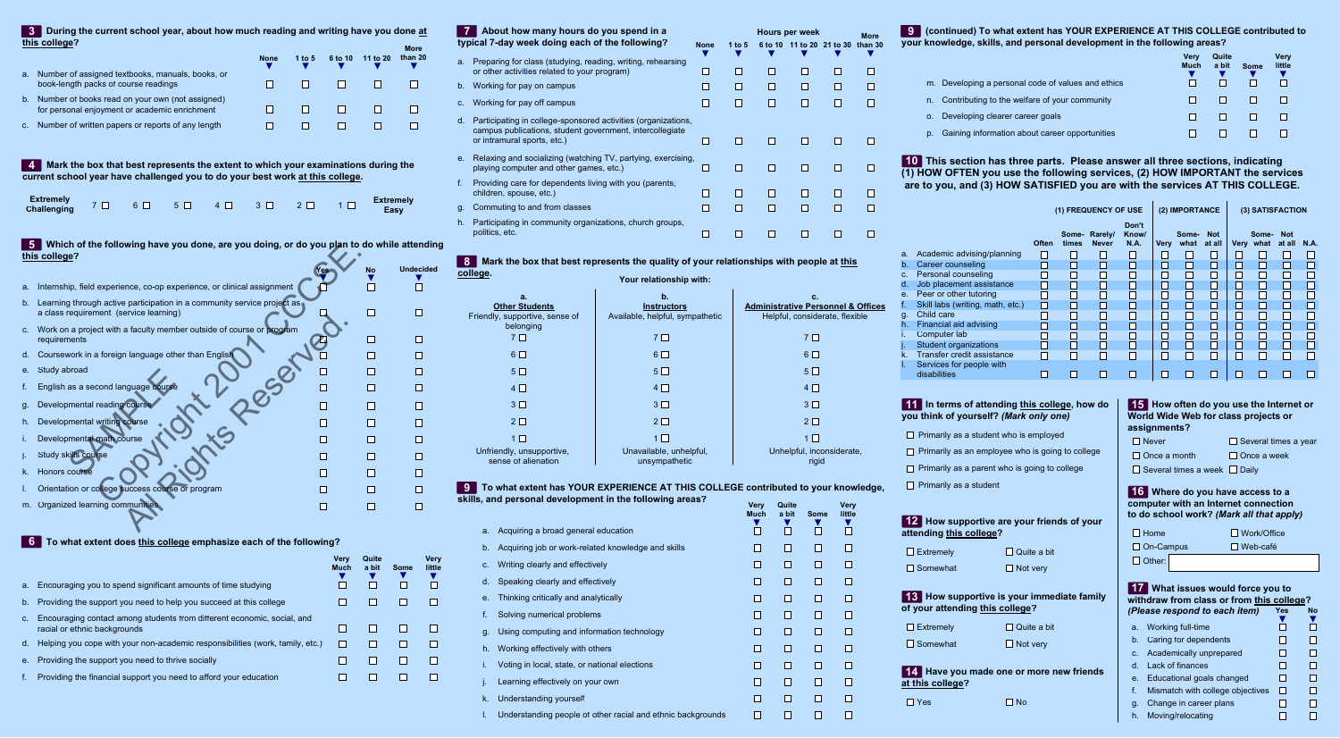## 3 During the current school year, about how much reading and writing have you done at this college?

| | None | 1 to 5 | 6 to 10 | 11 to 20 | More than 20 |
|---|---|---|---|---|---|
| a. Number of assigned textbooks, manuals, books, or book-length packs of course readings | ☐ | ☐ | ☐ | ☐ | ☐ |
| b. Number of books read on your own (not assigned) for personal enjoyment or academic enrichment | ☐ | ☐ | ☐ | ☐ | ☐ |
| c. Number of written papers or reports of any length | ☐ | ☐ | ☐ | ☐ | ☐ |

## 4 Mark the box that best represents the extent to which your examinations during the current school year have challenged you to do your best work at this college.

Extremely Challenging 7 ☐ 6 ☐ 5 ☐ 4 ☐ 3 ☐ 2 ☐ 1 ☐ Extremely Easy

## 5 Which of the following have you done, are you doing, or do you plan to do while attending this college?

| | Yes | No | Undecided |
|---|---|---|---|
| a. Internship, field experience, co-op experience, or clinical assignment | ☐ | ☐ | ☐ |
| b. Learning through active participation in a community service project as a class requirement (service learning) | ☐ | ☐ | ☐ |
| c. Work on a project with a faculty member outside of course or program requirements | ☐ | ☐ | ☐ |
| d. Coursework in a foreign language other than English | ☐ | ☐ | ☐ |
| e. Study abroad | ☐ | ☐ | ☐ |
| f. English as a second language course | ☐ | ☐ | ☐ |
| g. Developmental reading course | ☐ | ☐ | ☐ |
| h. Developmental writing course | ☐ | ☐ | ☐ |
| i. Developmental math course | ☐ | ☐ | ☐ |
| j. Study skills course | ☐ | ☐ | ☐ |
| k. Honors course | ☐ | ☐ | ☐ |
| l. Orientation or college success course or program | ☐ | ☐ | ☐ |
| m. Organized learning communities | ☐ | ☐ | ☐ |

SAMPLE Copyright 2001 CCCSE. All Rights Reserved.

## 6 To what extent does this college emphasize each of the following?

| | Very Much | Quite a bit | Some | Very little |
|---|---|---|---|---|
| a. Encouraging you to spend significant amounts of time studying | ☐ | ☐ | ☐ | ☐ |
| b. Providing the support you need to help you succeed at this college | ☐ | ☐ | ☐ | ☐ |
| c. Encouraging contact among students from different economic, social, and racial or ethnic backgrounds | ☐ | ☐ | ☐ | ☐ |
| d. Helping you cope with your non-academic responsibilities (work, family, etc.) | ☐ | ☐ | ☐ | ☐ |
| e. Providing the support you need to thrive socially | ☐ | ☐ | ☐ | ☐ |
| f. Providing the financial support you need to afford your education | ☐ | ☐ | ☐ | ☐ |

## 7 About how many hours do you spend in a typical 7-day week doing each of the following?

| | None | 1 to 5 | 6 to 10 | 11 to 20 | 21 to 30 | More than 30 |
|---|---|---|---|---|---|---|
| a. Preparing for class (studying, reading, writing, rehearsing or other activities related to your program) | ☐ | ☐ | ☐ | ☐ | ☐ | ☐ |
| b. Working for pay on campus | ☐ | ☐ | ☐ | ☐ | ☐ | ☐ |
| c. Working for pay off campus | ☐ | ☐ | ☐ | ☐ | ☐ | ☐ |
| d. Participating in college-sponsored activities (organizations, campus publications, student government, intercollegiate or intramural sports, etc.) | ☐ | ☐ | ☐ | ☐ | ☐ | ☐ |
| e. Relaxing and socializing (watching TV, partying, exercising, playing computer and other games, etc.) | ☐ | ☐ | ☐ | ☐ | ☐ | ☐ |
| f. Providing care for dependents living with you (parents, children, spouse, etc.) | ☐ | ☐ | ☐ | ☐ | ☐ | ☐ |
| g. Commuting to and from classes | ☐ | ☐ | ☐ | ☐ | ☐ | ☐ |
| h. Participating in community organizations, church groups, politics, etc. | ☐ | ☐ | ☐ | ☐ | ☐ | ☐ |

## 8 Mark the box that best represents the quality of your relationships with people at this college.

Your relationship with:

| a. Other Students | b. Instructors | c. Administrative Personnel & Offices |
|---|---|---|
| Friendly, supportive, sense of belonging | Available, helpful, sympathetic | Helpful, considerate, flexible |
| 7 ☐ | 7 ☐ | 7 ☐ |
| 6 ☐ | 6 ☐ | 6 ☐ |
| 5 ☐ | 5 ☐ | 5 ☐ |
| 4 ☐ | 4 ☐ | 4 ☐ |
| 3 ☐ | 3 ☐ | 3 ☐ |
| 2 ☐ | 2 ☐ | 2 ☐ |
| 1 ☐ | 1 ☐ | 1 ☐ |
| Unfriendly, unsupportive, sense of alienation | Unavailable, unhelpful, unsympathetic | Unhelpful, inconsiderate, rigid |

## 9 To what extent has YOUR EXPERIENCE AT THIS COLLEGE contributed to your knowledge, skills, and personal development in the following areas?

| | Very Much | Quite a bit | Some | Very little |
|---|---|---|---|---|
| a. Acquiring a broad general education | ☐ | ☐ | ☐ | ☐ |
| b. Acquiring job or work-related knowledge and skills | ☐ | ☐ | ☐ | ☐ |
| c. Writing clearly and effectively | ☐ | ☐ | ☐ | ☐ |
| d. Speaking clearly and effectively | ☐ | ☐ | ☐ | ☐ |
| e. Thinking critically and analytically | ☐ | ☐ | ☐ | ☐ |
| f. Solving numerical problems | ☐ | ☐ | ☐ | ☐ |
| g. Using computing and information technology | ☐ | ☐ | ☐ | ☐ |
| h. Working effectively with others | ☐ | ☐ | ☐ | ☐ |
| i. Voting in local, state, or national elections | ☐ | ☐ | ☐ | ☐ |
| j. Learning effectively on your own | ☐ | ☐ | ☐ | ☐ |
| k. Understanding yourself | ☐ | ☐ | ☐ | ☐ |
| l. Understanding people of other racial and ethnic backgrounds | ☐ | ☐ | ☐ | ☐ |

## 9 (continued) To what extent has YOUR EXPERIENCE AT THIS COLLEGE contributed to your knowledge, skills, and personal development in the following areas?

| | Very Much | Quite a bit | Some | Very little |
|---|---|---|---|---|
| m. Developing a personal code of values and ethics | ☐ | ☐ | ☐ | ☐ |
| n. Contributing to the welfare of your community | ☐ | ☐ | ☐ | ☐ |
| o. Developing clearer career goals | ☐ | ☐ | ☐ | ☐ |
| p. Gaining information about career opportunities | ☐ | ☐ | ☐ | ☐ |

## 10 This section has three parts. Please answer all three sections, indicating (1) HOW OFTEN you use the following services, (2) HOW IMPORTANT the services are to you, and (3) HOW SATISFIED you are with the services AT THIS COLLEGE.

| | (1) FREQUENCY OF USE | | | | (2) IMPORTANCE | | | (3) SATISFACTION | | | |
|---|---|---|---|---|---|---|---|---|---|---|---|
| | Often | Sometimes | Rarely/Never | Don't Know/N.A. | Very | Somewhat | Not at all | Very | Somewhat | Not at all | N.A. |
| a. Academic advising/planning | ☐ | ☐ | ☐ | ☐ | ☐ | ☐ | ☐ | ☐ | ☐ | ☐ | ☐ |
| b. Career counseling | ☐ | ☐ | ☐ | ☐ | ☐ | ☐ | ☐ | ☐ | ☐ | ☐ | ☐ |
| c. Personal counseling | ☐ | ☐ | ☐ | ☐ | ☐ | ☐ | ☐ | ☐ | ☐ | ☐ | ☐ |
| d. Job placement assistance | ☐ | ☐ | ☐ | ☐ | ☐ | ☐ | ☐ | ☐ | ☐ | ☐ | ☐ |
| e. Peer or other tutoring | ☐ | ☐ | ☐ | ☐ | ☐ | ☐ | ☐ | ☐ | ☐ | ☐ | ☐ |
| f. Skill labs (writing, math, etc.) | ☐ | ☐ | ☐ | ☐ | ☐ | ☐ | ☐ | ☐ | ☐ | ☐ | ☐ |
| g. Child care | ☐ | ☐ | ☐ | ☐ | ☐ | ☐ | ☐ | ☐ | ☐ | ☐ | ☐ |
| h. Financial aid advising | ☐ | ☐ | ☐ | ☐ | ☐ | ☐ | ☐ | ☐ | ☐ | ☐ | ☐ |
| i. Computer lab | ☐ | ☐ | ☐ | ☐ | ☐ | ☐ | ☐ | ☐ | ☐ | ☐ | ☐ |
| j. Student organizations | ☐ | ☐ | ☐ | ☐ | ☐ | ☐ | ☐ | ☐ | ☐ | ☐ | ☐ |
| k. Transfer credit assistance | ☐ | ☐ | ☐ | ☐ | ☐ | ☐ | ☐ | ☐ | ☐ | ☐ | ☐ |
| l. Services for people with disabilities | ☐ | ☐ | ☐ | ☐ | ☐ | ☐ | ☐ | ☐ | ☐ | ☐ | ☐ |

## 11 In terms of attending this college, how do you think of yourself? *(Mark only one)*

- ☐ Primarily as a student who is employed
- ☐ Primarily as an employee who is going to college
- ☐ Primarily as a parent who is going to college
- ☐ Primarily as a student

## 12 How supportive are your friends of your attending this college?

☐ Extremely ☐ Quite a bit
☐ Somewhat ☐ Not very

## 13 How supportive is your immediate family of your attending this college?

☐ Extremely ☐ Quite a bit
☐ Somewhat ☐ Not very

## 14 Have you made one or more new friends at this college?

☐ Yes ☐ No

## 15 How often do you use the Internet or World Wide Web for class projects or assignments?

☐ Never ☐ Several times a year
☐ Once a month ☐ Once a week
☐ Several times a week ☐ Daily

## 16 Where do you have access to a computer with an Internet connection to do school work? *(Mark all that apply)*

☐ Home ☐ Work/Office
☐ On-Campus ☐ Web-café
☐ Other: ______

## 17 What issues would force you to withdraw from class or from this college? *(Please respond to each item)*

| | Yes | No |
|---|---|---|
| a. Working full-time | ☐ | ☐ |
| b. Caring for dependents | ☐ | ☐ |
| c. Academically unprepared | ☐ | ☐ |
| d. Lack of finances | ☐ | ☐ |
| e. Educational goals changed | ☐ | ☐ |
| f. Mismatch with college objectives | ☐ | ☐ |
| g. Change in career plans | ☐ | ☐ |
| h. Moving/relocating | ☐ | ☐ |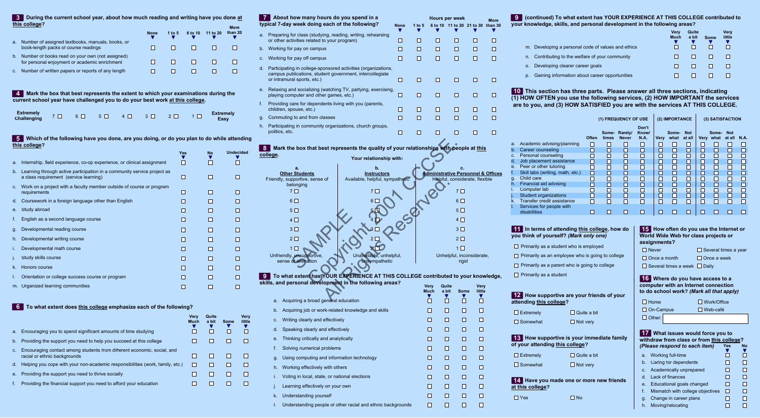**3** During the current school year, about how much reading and writing have you done at this college?

| | None | 1 to 5 | 6 to 10 | 11 to 20 | More than 20 |
|---|---|---|---|---|---|
| a. Number of assigned textbooks, manuals, books, or book-length packs of course readings | ☐ | ☐ | ☐ | ☐ | ☐ |
| b. Number of books read on your own (not assigned) for personal enjoyment or academic enrichment | ☐ | ☐ | ☐ | ☐ | ☐ |
| c. Number of written papers or reports of any length | ☐ | ☐ | ☐ | ☐ | ☐ |

**4** Mark the box that best represents the extent to which your examinations during the current school year have challenged you to do your best work at this college.

Extremely Challenging 7 ☐ 6 ☐ 5 ☐ 4 ☐ 3 ☐ 2 ☐ 1 ☐ Extremely Easy

**5** Which of the following have you done, are you doing, or do you plan to do while attending this college?

| | Yes | No | Undecided |
|---|---|---|---|
| a. Internship, field experience, co-op experience, or clinical assignment | ☐ | ☐ | ☐ |
| b. Learning through active participation in a community service project as a class requirement (service learning) | ☐ | ☐ | ☐ |
| c. Work on a project with a faculty member outside of course or program requirements | ☐ | ☐ | ☐ |
| d. Coursework in a foreign language other than English | ☐ | ☐ | ☐ |
| e. Study abroad | ☐ | ☐ | ☐ |
| f. English as a second language course | ☐ | ☐ | ☐ |
| g. Developmental reading course | ☐ | ☐ | ☐ |
| h. Developmental writing course | ☐ | ☐ | ☐ |
| i. Developmental math course | ☐ | ☐ | ☐ |
| j. Study skills course | ☐ | ☐ | ☐ |
| k. Honors course | ☐ | ☐ | ☐ |
| l. Orientation or college success course or program | ☐ | ☐ | ☐ |
| m. Organized learning communities | ☐ | ☐ | ☐ |

**6** To what extent does this college emphasize each of the following?

| | Very Much | Quite a bit | Some | Very little |
|---|---|---|---|---|
| a. Encouraging you to spend significant amounts of time studying | ☐ | ☐ | ☐ | ☐ |
| b. Providing the support you need to help you succeed at this college | ☐ | ☐ | ☐ | ☐ |
| c. Encouraging contact among students from different economic, social, and racial or ethnic backgrounds | ☐ | ☐ | ☐ | ☐ |
| d. Helping you cope with your non-academic responsibilities (work, family, etc.) | ☐ | ☐ | ☐ | ☐ |
| e. Providing the support you need to thrive socially | ☐ | ☐ | ☐ | ☐ |
| f. Providing the financial support you need to afford your education | ☐ | ☐ | ☐ | ☐ |

**7** About how many hours do you spend in a typical 7-day week doing each of the following?

| | None | 1 to 5 | 6 to 10 | 11 to 20 | 21 to 30 | More than 30 |
|---|---|---|---|---|---|---|
| a. Preparing for class (studying, reading, writing, rehearsing or other activities related to your program) | ☐ | ☐ | ☐ | ☐ | ☐ | ☐ |
| b. Working for pay on campus | ☐ | ☐ | ☐ | ☐ | ☐ | ☐ |
| c. Working for pay off campus | ☐ | ☐ | ☐ | ☐ | ☐ | ☐ |
| d. Participating in college-sponsored activities (organizations, campus publications, student government, intercollegiate or intramural sports, etc.) | ☐ | ☐ | ☐ | ☐ | ☐ | ☐ |
| e. Relaxing and socializing (watching TV, partying, exercising, playing computer and other games, etc.) | ☐ | ☐ | ☐ | ☐ | ☐ | ☐ |
| f. Providing care for dependents living with you (parents, children, spouse, etc.) | ☐ | ☐ | ☐ | ☐ | ☐ | ☐ |
| g. Commuting to and from classes | ☐ | ☐ | ☐ | ☐ | ☐ | ☐ |
| h. Participating in community organizations, church groups, politics, etc. | ☐ | ☐ | ☐ | ☐ | ☐ | ☐ |

**8** Mark the box that best represents the quality of your relationships with people at this college.

Your relationship with:

| | a. Other Students | b. Instructors | c. Administrative Personnel & Offices |
|---|---|---|---|
| | Friendly, supportive, sense of belonging | Available, helpful, sympathetic | Helpful, considerate, flexible |
| 7 | ☐ | ☐ | ☐ |
| 6 | ☐ | ☐ | ☐ |
| 5 | ☐ | ☐ | ☐ |
| 4 | ☐ | ☐ | ☐ |
| 3 | ☐ | ☐ | ☐ |
| 2 | ☐ | ☐ | ☐ |
| 1 | ☐ | ☐ | ☐ |
| | Unfriendly, unsupportive, sense of alienation | Unavailable, unhelpful, unsympathetic | Unhelpful, inconsiderate, rigid |

SAMPLE Copyright 2001 CCCSE. All Rights Reserved.

**9** To what extent has YOUR EXPERIENCE AT THIS COLLEGE contributed to your knowledge, skills, and personal development in the following areas?

| | Very Much | Quite a bit | Some | Very little |
|---|---|---|---|---|
| a. Acquiring a broad general education | ☐ | ☐ | ☐ | ☐ |
| b. Acquiring job or work-related knowledge and skills | ☐ | ☐ | ☐ | ☐ |
| c. Writing clearly and effectively | ☐ | ☐ | ☐ | ☐ |
| d. Speaking clearly and effectively | ☐ | ☐ | ☐ | ☐ |
| e. Thinking critically and analytically | ☐ | ☐ | ☐ | ☐ |
| f. Solving numerical problems | ☐ | ☐ | ☐ | ☐ |
| g. Using computing and information technology | ☐ | ☐ | ☐ | ☐ |
| h. Working effectively with others | ☐ | ☐ | ☐ | ☐ |
| i. Voting in local, state, or national elections | ☐ | ☐ | ☐ | ☐ |
| j. Learning effectively on your own | ☐ | ☐ | ☐ | ☐ |
| k. Understanding yourself | ☐ | ☐ | ☐ | ☐ |
| l. Understanding people of other racial and ethnic backgrounds | ☐ | ☐ | ☐ | ☐ |

**9** (continued) To what extent has YOUR EXPERIENCE AT THIS COLLEGE contributed to your knowledge, skills, and personal development in the following areas?

| | Very Much | Quite a bit | Some | Very little |
|---|---|---|---|---|
| m. Developing a personal code of values and ethics | ☐ | ☐ | ☐ | ☐ |
| n. Contributing to the welfare of your community | ☐ | ☐ | ☐ | ☐ |
| o. Developing clearer career goals | ☐ | ☐ | ☐ | ☐ |
| p. Gaining information about career opportunities | ☐ | ☐ | ☐ | ☐ |

**10** This section has three parts. Please answer all three sections, indicating (1) HOW OFTEN you use the following services, (2) HOW IMPORTANT the services are to you, and (3) HOW SATISFIED you are with the services AT THIS COLLEGE.

| | (1) Frequency of Use | | | | (2) Importance | | | (3) Satisfaction | | | |
|---|---|---|---|---|---|---|---|---|---|---|---|
| | Often | Some-times | Rarely/Never | Don't Know/N.A. | Very | Some-what | Not at all | Very | Some-what | Not at all | N.A. |
| a. Academic advising/planning | ☐ | ☐ | ☐ | ☐ | ☐ | ☐ | ☐ | ☐ | ☐ | ☐ | ☐ |
| b. Career counseling | ☐ | ☐ | ☐ | ☐ | ☐ | ☐ | ☐ | ☐ | ☐ | ☐ | ☐ |
| c. Personal counseling | ☐ | ☐ | ☐ | ☐ | ☐ | ☐ | ☐ | ☐ | ☐ | ☐ | ☐ |
| d. Job placement assistance | ☐ | ☐ | ☐ | ☐ | ☐ | ☐ | ☐ | ☐ | ☐ | ☐ | ☐ |
| e. Peer or other tutoring | ☐ | ☐ | ☐ | ☐ | ☐ | ☐ | ☐ | ☐ | ☐ | ☐ | ☐ |
| f. Skill labs (writing, math, etc.) | ☐ | ☐ | ☐ | ☐ | ☐ | ☐ | ☐ | ☐ | ☐ | ☐ | ☐ |
| g. Child care | ☐ | ☐ | ☐ | ☐ | ☐ | ☐ | ☐ | ☐ | ☐ | ☐ | ☐ |
| h. Financial aid advising | ☐ | ☐ | ☐ | ☐ | ☐ | ☐ | ☐ | ☐ | ☐ | ☐ | ☐ |
| i. Computer lab | ☐ | ☐ | ☐ | ☐ | ☐ | ☐ | ☐ | ☐ | ☐ | ☐ | ☐ |
| j. Student organizations | ☐ | ☐ | ☐ | ☐ | ☐ | ☐ | ☐ | ☐ | ☐ | ☐ | ☐ |
| k. Transfer credit assistance | ☐ | ☐ | ☐ | ☐ | ☐ | ☐ | ☐ | ☐ | ☐ | ☐ | ☐ |
| l. Services for people with disabilities | ☐ | ☐ | ☐ | ☐ | ☐ | ☐ | ☐ | ☐ | ☐ | ☐ | ☐ |

**11** In terms of attending this college, how do you think of yourself? *(Mark only one)*

- ☐ Primarily as a student who is employed
- ☐ Primarily as an employee who is going to college
- ☐ Primarily as a parent who is going to college
- ☐ Primarily as a student

**12** How supportive are your friends of your attending this college?

☐ Extremely ☐ Quite a bit ☐ Somewhat ☐ Not very

**13** How supportive is your immediate family of your attending this college?

☐ Extremely ☐ Quite a bit ☐ Somewhat ☐ Not very

**14** Have you made one or more new friends at this college?

☐ Yes ☐ No

**15** How often do you use the Internet or World Wide Web for class projects or assignments?

☐ Never ☐ Several times a year ☐ Once a month ☐ Once a week ☐ Several times a week ☐ Daily

**16** Where do you have access to a computer with an Internet connection to do school work? *(Mark all that apply)*

☐ Home ☐ Work/Office ☐ On-Campus ☐ Web-café ☐ Other: \_\_\_\_\_\_\_\_

**17** What issues would force you to withdraw from class or from this college? *(Please respond to each item)*

| | Yes | No |
|---|---|---|
| a. Working full-time | ☐ | ☐ |
| b. Caring for dependents | ☐ | ☐ |
| c. Academically unprepared | ☐ | ☐ |
| d. Lack of finances | ☐ | ☐ |
| e. Educational goals changed | ☐ | ☐ |
| f. Mismatch with college objectives | ☐ | ☐ |
| g. Change in career plans | ☐ | ☐ |
| h. Moving/relocating | ☐ | ☐ |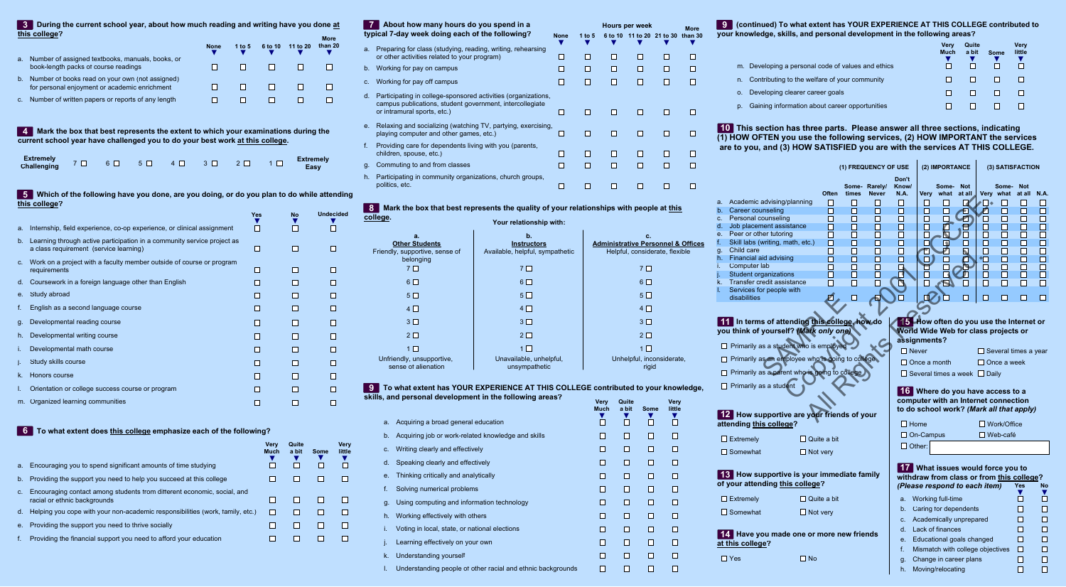## 3 During the current school year, about how much reading and writing have you done at this college?

| | None | 1 to 5 | 6 to 10 | 11 to 20 | More than 20 |
|---|---|---|---|---|---|
| a. Number of assigned textbooks, manuals, books, or book-length packs of course readings | ☐ | ☐ | ☐ | ☐ | ☐ |
| b. Number of books read on your own (not assigned) for personal enjoyment or academic enrichment | ☐ | ☐ | ☐ | ☐ | ☐ |
| c. Number of written papers or reports of any length | ☐ | ☐ | ☐ | ☐ | ☐ |

## 4 Mark the box that best represents the extent to which your examinations during the current school year have challenged you to do your best work at this college.

Extremely Challenging 7 ☐ 6 ☐ 5 ☐ 4 ☐ 3 ☐ 2 ☐ 1 ☐ Extremely Easy

## 5 Which of the following have you done, are you doing, or do you plan to do while attending this college?

| | Yes | No | Undecided |
|---|---|---|---|
| a. Internship, field experience, co-op experience, or clinical assignment | ☐ | ☐ | ☐ |
| b. Learning through active participation in a community service project as a class requirement (service learning) | ☐ | ☐ | ☐ |
| c. Work on a project with a faculty member outside of course or program requirements | ☐ | ☐ | ☐ |
| d. Coursework in a foreign language other than English | ☐ | ☐ | ☐ |
| e. Study abroad | ☐ | ☐ | ☐ |
| f. English as a second language course | ☐ | ☐ | ☐ |
| g. Developmental reading course | ☐ | ☐ | ☐ |
| h. Developmental writing course | ☐ | ☐ | ☐ |
| i. Developmental math course | ☐ | ☐ | ☐ |
| j. Study skills course | ☐ | ☐ | ☐ |
| k. Honors course | ☐ | ☐ | ☐ |
| l. Orientation or college success course or program | ☐ | ☐ | ☐ |
| m. Organized learning communities | ☐ | ☐ | ☐ |

## 6 To what extent does this college emphasize each of the following?

| | Very Much | Quite a bit | Some | Very little |
|---|---|---|---|---|
| a. Encouraging you to spend significant amounts of time studying | ☐ | ☐ | ☐ | ☐ |
| b. Providing the support you need to help you succeed at this college | ☐ | ☐ | ☐ | ☐ |
| c. Encouraging contact among students from different economic, social, and racial or ethnic backgrounds | ☐ | ☐ | ☐ | ☐ |
| d. Helping you cope with your non-academic responsibilities (work, family, etc.) | ☐ | ☐ | ☐ | ☐ |
| e. Providing the support you need to thrive socially | ☐ | ☐ | ☐ | ☐ |
| f. Providing the financial support you need to afford your education | ☐ | ☐ | ☐ | ☐ |

## 7 About how many hours do you spend in a typical 7-day week doing each of the following?

| | None | 1 to 5 | 6 to 10 | 11 to 20 | 21 to 30 | More than 30 |
|---|---|---|---|---|---|---|
| a. Preparing for class (studying, reading, writing, rehearsing or other activities related to your program) | ☐ | ☐ | ☐ | ☐ | ☐ | ☐ |
| b. Working for pay on campus | ☐ | ☐ | ☐ | ☐ | ☐ | ☐ |
| c. Working for pay off campus | ☐ | ☐ | ☐ | ☐ | ☐ | ☐ |
| d. Participating in college-sponsored activities (organizations, campus publications, student government, intercollegiate or intramural sports, etc.) | ☐ | ☐ | ☐ | ☐ | ☐ | ☐ |
| e. Relaxing and socializing (watching TV, partying, exercising, playing computer and other games, etc.) | ☐ | ☐ | ☐ | ☐ | ☐ | ☐ |
| f. Providing care for dependents living with you (parents, children, spouse, etc.) | ☐ | ☐ | ☐ | ☐ | ☐ | ☐ |
| g. Commuting to and from classes | ☐ | ☐ | ☐ | ☐ | ☐ | ☐ |
| h. Participating in community organizations, church groups, politics, etc. | ☐ | ☐ | ☐ | ☐ | ☐ | ☐ |

## 8 Mark the box that best represents the quality of your relationships with people at this college.

Your relationship with:

| a. Other Students | b. Instructors | c. Administrative Personnel & Offices |
|---|---|---|
| Friendly, supportive, sense of belonging | Available, helpful, sympathetic | Helpful, considerate, flexible |
| 7 ☐ | 7 ☐ | 7 ☐ |
| 6 ☐ | 6 ☐ | 6 ☐ |
| 5 ☐ | 5 ☐ | 5 ☐ |
| 4 ☐ | 4 ☐ | 4 ☐ |
| 3 ☐ | 3 ☐ | 3 ☐ |
| 2 ☐ | 2 ☐ | 2 ☐ |
| 1 ☐ | 1 ☐ | 1 ☐ |
| Unfriendly, unsupportive, sense of alienation | Unavailable, unhelpful, unsympathetic | Unhelpful, inconsiderate, rigid |

## 9 To what extent has YOUR EXPERIENCE AT THIS COLLEGE contributed to your knowledge, skills, and personal development in the following areas?

| | Very Much | Quite a bit | Some | Very little |
|---|---|---|---|---|
| a. Acquiring a broad general education | ☐ | ☐ | ☐ | ☐ |
| b. Acquiring job or work-related knowledge and skills | ☐ | ☐ | ☐ | ☐ |
| c. Writing clearly and effectively | ☐ | ☐ | ☐ | ☐ |
| d. Speaking clearly and effectively | ☐ | ☐ | ☐ | ☐ |
| e. Thinking critically and analytically | ☐ | ☐ | ☐ | ☐ |
| f. Solving numerical problems | ☐ | ☐ | ☐ | ☐ |
| g. Using computing and information technology | ☐ | ☐ | ☐ | ☐ |
| h. Working effectively with others | ☐ | ☐ | ☐ | ☐ |
| i. Voting in local, state, or national elections | ☐ | ☐ | ☐ | ☐ |
| j. Learning effectively on your own | ☐ | ☐ | ☐ | ☐ |
| k. Understanding yourself | ☐ | ☐ | ☐ | ☐ |
| l. Understanding people of other racial and ethnic backgrounds | ☐ | ☐ | ☐ | ☐ |

## 9 (continued) To what extent has YOUR EXPERIENCE AT THIS COLLEGE contributed to your knowledge, skills, and personal development in the following areas?

| | Very Much | Quite a bit | Some | Very little |
|---|---|---|---|---|
| m. Developing a personal code of values and ethics | ☐ | ☐ | ☐ | ☐ |
| n. Contributing to the welfare of your community | ☐ | ☐ | ☐ | ☐ |
| o. Developing clearer career goals | ☐ | ☐ | ☐ | ☐ |
| p. Gaining information about career opportunities | ☐ | ☐ | ☐ | ☐ |

## 10 This section has three parts. Please answer all three sections, indicating (1) HOW OFTEN you use the following services, (2) HOW IMPORTANT the services are to you, and (3) HOW SATISFIED you are with the services AT THIS COLLEGE.

| | (1) FREQUENCY OF USE | | | | (2) IMPORTANCE | | | (3) SATISFACTION | | | |
|---|---|---|---|---|---|---|---|---|---|---|---|
| | Often | Sometimes | Rarely/Never | Don't Know/N.A. | Very | Somewhat | Not at all | Very | Somewhat | Not at all | N.A. |
| a. Academic advising/planning | ☐ | ☐ | ☐ | ☐ | ☐ | ☐ | ☐ | ☐ | ☐ | ☐ | ☐ |
| b. Career counseling | ☐ | ☐ | ☐ | ☐ | ☐ | ☐ | ☐ | ☐ | ☐ | ☐ | ☐ |
| c. Personal counseling | ☐ | ☐ | ☐ | ☐ | ☐ | ☐ | ☐ | ☐ | ☐ | ☐ | ☐ |
| d. Job placement assistance | ☐ | ☐ | ☐ | ☐ | ☐ | ☐ | ☐ | ☐ | ☐ | ☐ | ☐ |
| e. Peer or other tutoring | ☐ | ☐ | ☐ | ☐ | ☐ | ☐ | ☐ | ☐ | ☐ | ☐ | ☐ |
| f. Skill labs (writing, math, etc.) | ☐ | ☐ | ☐ | ☐ | ☐ | ☐ | ☐ | ☐ | ☐ | ☐ | ☐ |
| g. Child care | ☐ | ☐ | ☐ | ☐ | ☐ | ☐ | ☐ | ☐ | ☐ | ☐ | ☐ |
| h. Financial aid advising | ☐ | ☐ | ☐ | ☐ | ☐ | ☐ | ☐ | ☐ | ☐ | ☐ | ☐ |
| i. Computer lab | ☐ | ☐ | ☐ | ☐ | ☐ | ☐ | ☐ | ☐ | ☐ | ☐ | ☐ |
| j. Student organizations | ☐ | ☐ | ☐ | ☐ | ☐ | ☐ | ☐ | ☐ | ☐ | ☐ | ☐ |
| k. Transfer credit assistance | ☐ | ☐ | ☐ | ☐ | ☐ | ☐ | ☐ | ☐ | ☐ | ☐ | ☐ |
| l. Services for people with disabilities | ☐ | ☐ | ☐ | ☐ | ☐ | ☐ | ☐ | ☐ | ☐ | ☐ | ☐ |

## 11 In terms of attending this college, how do you think of yourself? *(Mark only one)*

- ☐ Primarily as a student who is employed
- ☐ Primarily as an employee who is going to college
- ☐ Primarily as a parent who is going to college
- ☐ Primarily as a student

## 12 How supportive are your friends of your attending this college?

- ☐ Extremely
- ☐ Quite a bit
- ☐ Somewhat
- ☐ Not very

## 13 How supportive is your immediate family of your attending this college?

- ☐ Extremely
- ☐ Quite a bit
- ☐ Somewhat
- ☐ Not very

## 14 Have you made one or more new friends at this college?

- ☐ Yes
- ☐ No

## 15 How often do you use the Internet or World Wide Web for class projects or assignments?

- ☐ Never
- ☐ Several times a year
- ☐ Once a month
- ☐ Once a week
- ☐ Several times a week
- ☐ Daily

## 16 Where do you have access to a computer with an Internet connection to do school work? *(Mark all that apply)*

- ☐ Home
- ☐ Work/Office
- ☐ On-Campus
- ☐ Web-café
- ☐ Other: ____________

## 17 What issues would force you to withdraw from class or from this college? *(Please respond to each item)*

| | Yes | No |
|---|---|---|
| a. Working full-time | ☐ | ☐ |
| b. Caring for dependents | ☐ | ☐ |
| c. Academically unprepared | ☐ | ☐ |
| d. Lack of finances | ☐ | ☐ |
| e. Educational goals changed | ☐ | ☐ |
| f. Mismatch with college objectives | ☐ | ☐ |
| g. Change in career plans | ☐ | ☐ |
| h. Moving/relocating | ☐ | ☐ |

SAMPLE Copyright 2001 CCSSE All Rights Reserved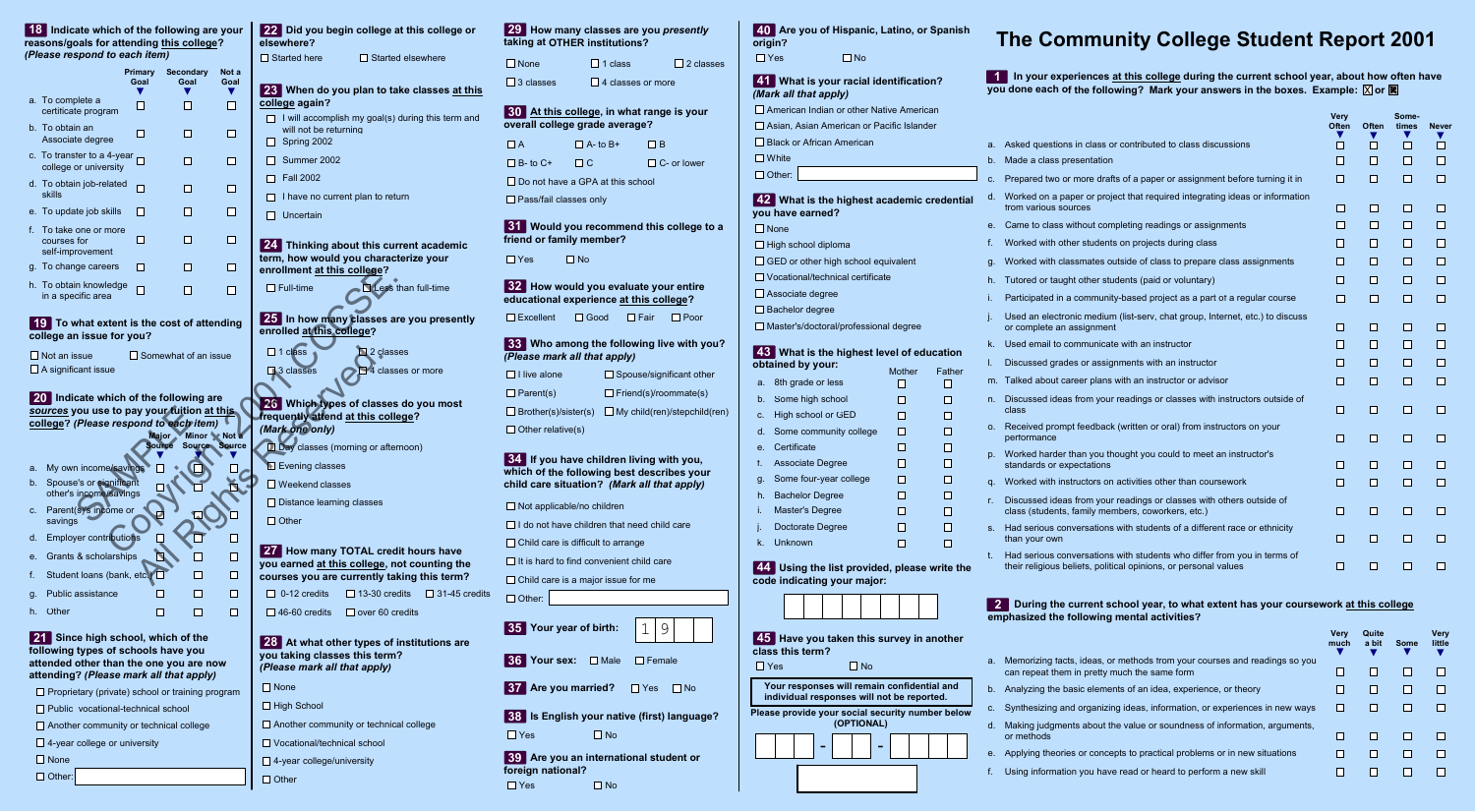# The Community College Student Report 2001

**1** In your experiences at this college during the current school year, about how often have you done each of the following? Mark your answers in the boxes. Example: ☒ or ■

| | Very Often | Often | Sometimes | Never |
|---|---|---|---|---|
| a. Asked questions in class or contributed to class discussions | ☐ | ☐ | ☐ | ☐ |
| b. Made a class presentation | ☐ | ☐ | ☐ | ☐ |
| c. Prepared two or more drafts of a paper or assignment before turning it in | ☐ | ☐ | ☐ | ☐ |
| d. Worked on a paper or project that required integrating ideas or information from various sources | ☐ | ☐ | ☐ | ☐ |
| e. Came to class without completing readings or assignments | ☐ | ☐ | ☐ | ☐ |
| f. Worked with other students on projects during class | ☐ | ☐ | ☐ | ☐ |
| g. Worked with classmates outside of class to prepare class assignments | ☐ | ☐ | ☐ | ☐ |
| h. Tutored or taught other students (paid or voluntary) | ☐ | ☐ | ☐ | ☐ |
| i. Participated in a community-based project as a part of a regular course | ☐ | ☐ | ☐ | ☐ |
| j. Used an electronic medium (list-serv, chat group, Internet, etc.) to discuss or complete an assignment | ☐ | ☐ | ☐ | ☐ |
| k. Used email to communicate with an instructor | ☐ | ☐ | ☐ | ☐ |
| l. Discussed grades or assignments with an instructor | ☐ | ☐ | ☐ | ☐ |
| m. Talked about career plans with an instructor or advisor | ☐ | ☐ | ☐ | ☐ |
| n. Discussed ideas from your readings or classes with instructors outside of class | ☐ | ☐ | ☐ | ☐ |
| o. Received prompt feedback (written or oral) from instructors on your performance | ☐ | ☐ | ☐ | ☐ |
| p. Worked harder than you thought you could to meet an instructor's standards or expectations | ☐ | ☐ | ☐ | ☐ |
| q. Worked with instructors on activities other than coursework | ☐ | ☐ | ☐ | ☐ |
| r. Discussed ideas from your readings or classes with others outside of class (students, family members, coworkers, etc.) | ☐ | ☐ | ☐ | ☐ |
| s. Had serious conversations with students of a different race or ethnicity than your own | ☐ | ☐ | ☐ | ☐ |
| t. Had serious conversations with students who differ from you in terms of their religious beliefs, political opinions, or personal values | ☐ | ☐ | ☐ | ☐ |

**2** During the current school year, to what extent has your coursework at this college emphasized the following mental activities?

| | Very much | Quite a bit | Some | Very little |
|---|---|---|---|---|
| a. Memorizing facts, ideas, or methods from your courses and readings so you can repeat them in pretty much the same form | ☐ | ☐ | ☐ | ☐ |
| b. Analyzing the basic elements of an idea, experience, or theory | ☐ | ☐ | ☐ | ☐ |
| c. Synthesizing and organizing ideas, information, or experiences in new ways | ☐ | ☐ | ☐ | ☐ |
| d. Making judgments about the value or soundness of information, arguments, or methods | ☐ | ☐ | ☐ | ☐ |
| e. Applying theories or concepts to practical problems or in new situations | ☐ | ☐ | ☐ | ☐ |
| f. Using information you have read or heard to perform a new skill | ☐ | ☐ | ☐ | ☐ |

**18** Indicate which of the following are your reasons/goals for attending this college? *(Please respond to each item)*

| | Primary Goal | Secondary Goal | Not a Goal |
|---|---|---|---|
| a. To complete a certificate program | ☐ | ☐ | ☐ |
| b. To obtain an Associate degree | ☐ | ☐ | ☐ |
| c. To transfer to a 4-year college or university | ☐ | ☐ | ☐ |
| d. To obtain job-related skills | ☐ | ☐ | ☐ |
| e. To update job skills | ☐ | ☐ | ☐ |
| f. To take one or more courses for self-improvement | ☐ | ☐ | ☐ |
| g. To change careers | ☐ | ☐ | ☐ |
| h. To obtain knowledge in a specific area | ☐ | ☐ | ☐ |

**19** To what extent is the cost of attending college an issue for you?

☐ Not an issue ☐ Somewhat of an issue
☐ A significant issue

**20** Indicate which of the following are sources you use to pay your tuition at this college? *(Please respond to each item)*

| | Major Source | Minor Source | Not a Source |
|---|---|---|---|
| a. My own income/savings | ☐ | ☐ | ☐ |
| b. Spouse's or significant other's income/savings | ☐ | ☐ | ☐ |
| c. Parent(s)'s income or savings | ☐ | ☐ | ☐ |
| d. Employer contributions | ☐ | ☐ | ☐ |
| e. Grants & scholarships | ☐ | ☐ | ☐ |
| f. Student loans (bank, etc.) | ☐ | ☐ | ☐ |
| g. Public assistance | ☐ | ☐ | ☐ |
| h. Other | ☐ | ☐ | ☐ |

**21** Since high school, which of the following types of schools have you attended other than the one you are now attending? *(Please mark all that apply)*

☐ Proprietary (private) school or training program
☐ Public vocational-technical school
☐ Another community or technical college
☐ 4-year college or university
☐ None
☐ Other: ________

**22** Did you begin college at this college or elsewhere?

☐ Started here ☐ Started elsewhere

**23** When do you plan to take classes at this college again?

☐ I will accomplish my goal(s) during this term and will not be returning
☐ Spring 2002
☐ Summer 2002
☐ Fall 2002
☐ I have no current plan to return
☐ Uncertain

**24** Thinking about this current academic term, how would you characterize your enrollment at this college?

☐ Full-time ☐ Less than full-time

**25** In how many classes are you presently enrolled at this college?

☐ 1 class ☐ 2 classes
☐ 3 classes ☐ 4 classes or more

**26** Which types of classes do you most frequently attend at this college? *(Mark one only)*

☐ Day classes (morning or afternoon)
☐ Evening classes
☐ Weekend classes
☐ Distance learning classes
☐ Other

**27** How many TOTAL credit hours have you earned at this college, not counting the courses you are currently taking this term?

☐ 0-12 credits ☐ 13-30 credits ☐ 31-45 credits
☐ 46-60 credits ☐ over 60 credits

**28** At what other types of institutions are you taking classes this term? *(Please mark all that apply)*

☐ None
☐ High School
☐ Another community or technical college
☐ Vocational/technical school
☐ 4-year college/university
☐ Other

**29** How many classes are you *presently* taking at OTHER institutions?

☐ None ☐ 1 class ☐ 2 classes
☐ 3 classes ☐ 4 classes or more

**30** At this college, in what range is your overall college grade average?

☐ A ☐ A- to B+ ☐ B
☐ B- to C+ ☐ C ☐ C- or lower
☐ Do not have a GPA at this school
☐ Pass/fail classes only

**31** Would you recommend this college to a friend or family member?

☐ Yes ☐ No

**32** How would you evaluate your entire educational experience at this college?

☐ Excellent ☐ Good ☐ Fair ☐ Poor

**33** Who among the following live with you? *(Please mark all that apply)*

☐ I live alone ☐ Spouse/significant other
☐ Parent(s) ☐ Friend(s)/roommate(s)
☐ Brother(s)/sister(s) ☐ My child(ren)/stepchild(ren)
☐ Other relative(s)

**34** If you have children living with you, which of the following best describes your child care situation? *(Mark all that apply)*

☐ Not applicable/no children
☐ I do not have children that need child care
☐ Child care is difficult to arrange
☐ It is hard to find convenient child care
☐ Child care is a major issue for me
☐ Other: ________

**35** Your year of birth: 1 9 __ __

**36** Your sex: ☐ Male ☐ Female

**37** Are you married? ☐ Yes ☐ No

**38** Is English your native (first) language?

☐ Yes ☐ No

**39** Are you an international student or foreign national?

☐ Yes ☐ No

**40** Are you of Hispanic, Latino, or Spanish origin?

☐ Yes ☐ No

**41** What is your racial identification? *(Mark all that apply)*

☐ American Indian or other Native American
☐ Asian, Asian American or Pacific Islander
☐ Black or African American
☐ White
☐ Other: ________

**42** What is the highest academic credential you have earned?

☐ None
☐ High school diploma
☐ GED or other high school equivalent
☐ Vocational/technical certificate
☐ Associate degree
☐ Bachelor degree
☐ Master's/doctoral/professional degree

**43** What is the highest level of education obtained by your:

| | Mother | Father |
|---|---|---|
| a. 8th grade or less | ☐ | ☐ |
| b. Some high school | ☐ | ☐ |
| c. High school or GED | ☐ | ☐ |
| d. Some community college | ☐ | ☐ |
| e. Certificate | ☐ | ☐ |
| f. Associate Degree | ☐ | ☐ |
| g. Some four-year college | ☐ | ☐ |
| h. Bachelor Degree | ☐ | ☐ |
| i. Master's Degree | ☐ | ☐ |
| j. Doctorate Degree | ☐ | ☐ |
| k. Unknown | ☐ | ☐ |

**44** Using the list provided, please write the code indicating your major:

[ ]

**45** Have you taken this survey in another class this term?

☐ Yes ☐ No

**Your responses will remain confidential and individual responses will not be reported.**

**Please provide your social security number below (OPTIONAL)**

[ ][ ][ ] - [ ][ ] - [ ][ ][ ][ ]

SAMPLE Copyright 2001 CCSSE. All Rights Reserved.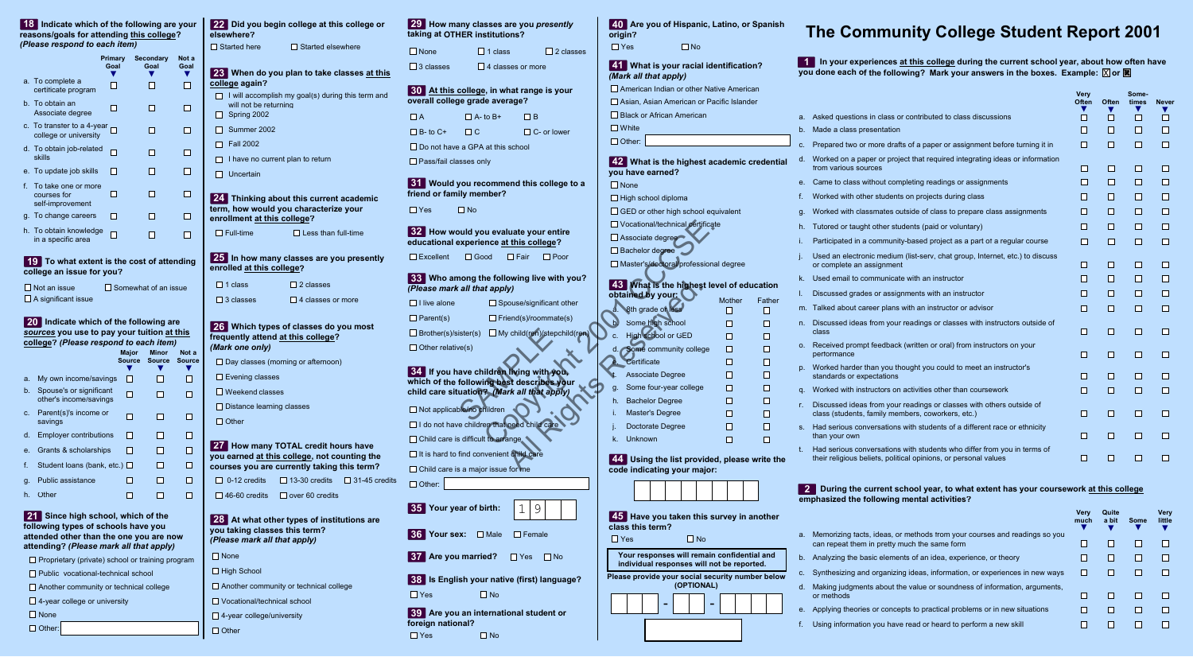# The Community College Student Report 2001

**1** In your experiences at this college during the current school year, about how often have you done each of the following? Mark your answers in the boxes. Example: ☒ or ■

| | Very Often | Often | Sometimes | Never |
|---|---|---|---|---|
| a. Asked questions in class or contributed to class discussions | ☐ | ☐ | ☐ | ☐ |
| b. Made a class presentation | ☐ | ☐ | ☐ | ☐ |
| c. Prepared two or more drafts of a paper or assignment before turning it in | ☐ | ☐ | ☐ | ☐ |
| d. Worked on a paper or project that required integrating ideas or information from various sources | ☐ | ☐ | ☐ | ☐ |
| e. Came to class without completing readings or assignments | ☐ | ☐ | ☐ | ☐ |
| f. Worked with other students on projects during class | ☐ | ☐ | ☐ | ☐ |
| g. Worked with classmates outside of class to prepare class assignments | ☐ | ☐ | ☐ | ☐ |
| h. Tutored or taught other students (paid or voluntary) | ☐ | ☐ | ☐ | ☐ |
| i. Participated in a community-based project as a part of a regular course | ☐ | ☐ | ☐ | ☐ |
| j. Used an electronic medium (list-serv, chat group, Internet, etc.) to discuss or complete an assignment | ☐ | ☐ | ☐ | ☐ |
| k. Used email to communicate with an instructor | ☐ | ☐ | ☐ | ☐ |
| l. Discussed grades or assignments with an instructor | ☐ | ☐ | ☐ | ☐ |
| m. Talked about career plans with an instructor or advisor | ☐ | ☐ | ☐ | ☐ |
| n. Discussed ideas from your readings or classes with instructors outside of class | ☐ | ☐ | ☐ | ☐ |
| o. Received prompt feedback (written or oral) from instructors on your performance | ☐ | ☐ | ☐ | ☐ |
| p. Worked harder than you thought you could to meet an instructor's standards or expectations | ☐ | ☐ | ☐ | ☐ |
| q. Worked with instructors on activities other than coursework | ☐ | ☐ | ☐ | ☐ |
| r. Discussed ideas from your readings or classes with others outside of class (students, family members, coworkers, etc.) | ☐ | ☐ | ☐ | ☐ |
| s. Had serious conversations with students of a different race or ethnicity than your own | ☐ | ☐ | ☐ | ☐ |
| t. Had serious conversations with students who differ from you in terms of their religious beliefs, political opinions, or personal values | ☐ | ☐ | ☐ | ☐ |

**2** During the current school year, to what extent has your coursework at this college emphasized the following mental activities?

| | Very much | Quite a bit | Some | Very little |
|---|---|---|---|---|
| a. Memorizing facts, ideas, or methods from your courses and readings so you can repeat them in pretty much the same form | ☐ | ☐ | ☐ | ☐ |
| b. Analyzing the basic elements of an idea, experience, or theory | ☐ | ☐ | ☐ | ☐ |
| c. Synthesizing and organizing ideas, information, or experiences in new ways | ☐ | ☐ | ☐ | ☐ |
| d. Making judgments about the value or soundness of information, arguments, or methods | ☐ | ☐ | ☐ | ☐ |
| e. Applying theories or concepts to practical problems or in new situations | ☐ | ☐ | ☐ | ☐ |
| f. Using information you have read or heard to perform a new skill | ☐ | ☐ | ☐ | ☐ |

**18** Indicate which of the following are your reasons/goals for attending this college? *(Please respond to each item)*

| | Primary Goal | Secondary Goal | Not a Goal |
|---|---|---|---|
| a. To complete a certificate program | ☐ | ☐ | ☐ |
| b. To obtain an Associate degree | ☐ | ☐ | ☐ |
| c. To transfer to a 4-year college or university | ☐ | ☐ | ☐ |
| d. To obtain job-related skills | ☐ | ☐ | ☐ |
| e. To update job skills | ☐ | ☐ | ☐ |
| f. To take one or more courses for self-improvement | ☐ | ☐ | ☐ |
| g. To change careers | ☐ | ☐ | ☐ |
| h. To obtain knowledge in a specific area | ☐ | ☐ | ☐ |

**19** To what extent is the cost of attending college an issue for you?

☐ Not an issue ☐ Somewhat of an issue ☐ A significant issue

**20** Indicate which of the following are sources you use to pay your tuition at this college? *(Please respond to each item)*

| | Major Source | Minor Source | Not a Source |
|---|---|---|---|
| a. My own income/savings | ☐ | ☐ | ☐ |
| b. Spouse's or significant other's income/savings | ☐ | ☐ | ☐ |
| c. Parent(s)'s income or savings | ☐ | ☐ | ☐ |
| d. Employer contributions | ☐ | ☐ | ☐ |
| e. Grants & scholarships | ☐ | ☐ | ☐ |
| f. Student loans (bank, etc.) | ☐ | ☐ | ☐ |
| g. Public assistance | ☐ | ☐ | ☐ |
| h. Other | ☐ | ☐ | ☐ |

**21** Since high school, which of the following types of schools have you attended other than the one you are now attending? *(Please mark all that apply)*

- ☐ Proprietary (private) school or training program
- ☐ Public vocational-technical school
- ☐ Another community or technical college
- ☐ 4-year college or university
- ☐ None
- ☐ Other: ____

**22** Did you begin college at this college or elsewhere?

☐ Started here ☐ Started elsewhere

**23** When do you plan to take classes at this college again?

- ☐ I will accomplish my goal(s) during this term and will not be returning
- ☐ Spring 2002
- ☐ Summer 2002
- ☐ Fall 2002
- ☐ I have no current plan to return
- ☐ Uncertain

**24** Thinking about this current academic term, how would you characterize your enrollment at this college?

☐ Full-time ☐ Less than full-time

**25** In how many classes are you presently enrolled at this college?

☐ 1 class ☐ 2 classes ☐ 3 classes ☐ 4 classes or more

**26** Which types of classes do you most frequently attend at this college? *(Mark one only)*

- ☐ Day classes (morning or afternoon)
- ☐ Evening classes
- ☐ Weekend classes
- ☐ Distance learning classes
- ☐ Other

**27** How many TOTAL credit hours have you earned at this college, not counting the courses you are currently taking this term?

☐ 0-12 credits ☐ 13-30 credits ☐ 31-45 credits ☐ 46-60 credits ☐ over 60 credits

**28** At what other types of institutions are you taking classes this term? *(Please mark all that apply)*

- ☐ None
- ☐ High School
- ☐ Another community or technical college
- ☐ Vocational/technical school
- ☐ 4-year college/university
- ☐ Other

**29** How many classes are you *presently* taking at OTHER institutions?

☐ None ☐ 1 class ☐ 2 classes ☐ 3 classes ☐ 4 classes or more

**30** At this college, in what range is your overall college grade average?

☐ A ☐ A- to B+ ☐ B ☐ B- to C+ ☐ C ☐ C- or lower ☐ Do not have a GPA at this school ☐ Pass/fail classes only

**31** Would you recommend this college to a friend or family member?

☐ Yes ☐ No

**32** How would you evaluate your entire educational experience at this college?

☐ Excellent ☐ Good ☐ Fair ☐ Poor

**33** Who among the following live with you? *(Please mark all that apply)*

- ☐ I live alone
- ☐ Spouse/significant other
- ☐ Parent(s)
- ☐ Friend(s)/roommate(s)
- ☐ Brother(s)/sister(s)
- ☐ My child(ren)/stepchild(ren)
- ☐ Other relative(s)

**34** If you have children living with you, which of the following best describes your child care situation? *(Mark all that apply)*

- ☐ Not applicable/no children
- ☐ I do not have children that need child care
- ☐ Child care is difficult to arrange
- ☐ It is hard to find convenient child care
- ☐ Child care is a major issue for me
- ☐ Other: ____

**35** Your year of birth: 1 9 __ __

**36** Your sex: ☐ Male ☐ Female

**37** Are you married? ☐ Yes ☐ No

**38** Is English your native (first) language?

☐ Yes ☐ No

**39** Are you an international student or foreign national?

☐ Yes ☐ No

**40** Are you of Hispanic, Latino, or Spanish origin?

☐ Yes ☐ No

**41** What is your racial identification? *(Mark all that apply)*

- ☐ American Indian or other Native American
- ☐ Asian, Asian American or Pacific Islander
- ☐ Black or African American
- ☐ White
- ☐ Other: ____

**42** What is the highest academic credential you have earned?

- ☐ None
- ☐ High school diploma
- ☐ GED or other high school equivalent
- ☐ Vocational/technical certificate
- ☐ Associate degree
- ☐ Bachelor degree
- ☐ Master's/doctoral/professional degree

**43** What is the highest level of education obtained by your:

| | Mother | Father |
|---|---|---|
| a. 8th grade or less | ☐ | ☐ |
| b. Some high school | ☐ | ☐ |
| c. High school or GED | ☐ | ☐ |
| d. Some community college | ☐ | ☐ |
| e. Certificate | ☐ | ☐ |
| f. Associate Degree | ☐ | ☐ |
| g. Some four-year college | ☐ | ☐ |
| h. Bachelor Degree | ☐ | ☐ |
| i. Master's Degree | ☐ | ☐ |
| j. Doctorate Degree | ☐ | ☐ |
| k. Unknown | ☐ | ☐ |

**44** Using the list provided, please write the code indicating your major:

**45** Have you taken this survey in another class this term?

☐ Yes ☐ No

**Your responses will remain confidential and individual responses will not be reported.**

**Please provide your social security number below (OPTIONAL)**

___ - ___ - ___

SAMPLE Copyright 2001 CCSSE All Rights Reserved